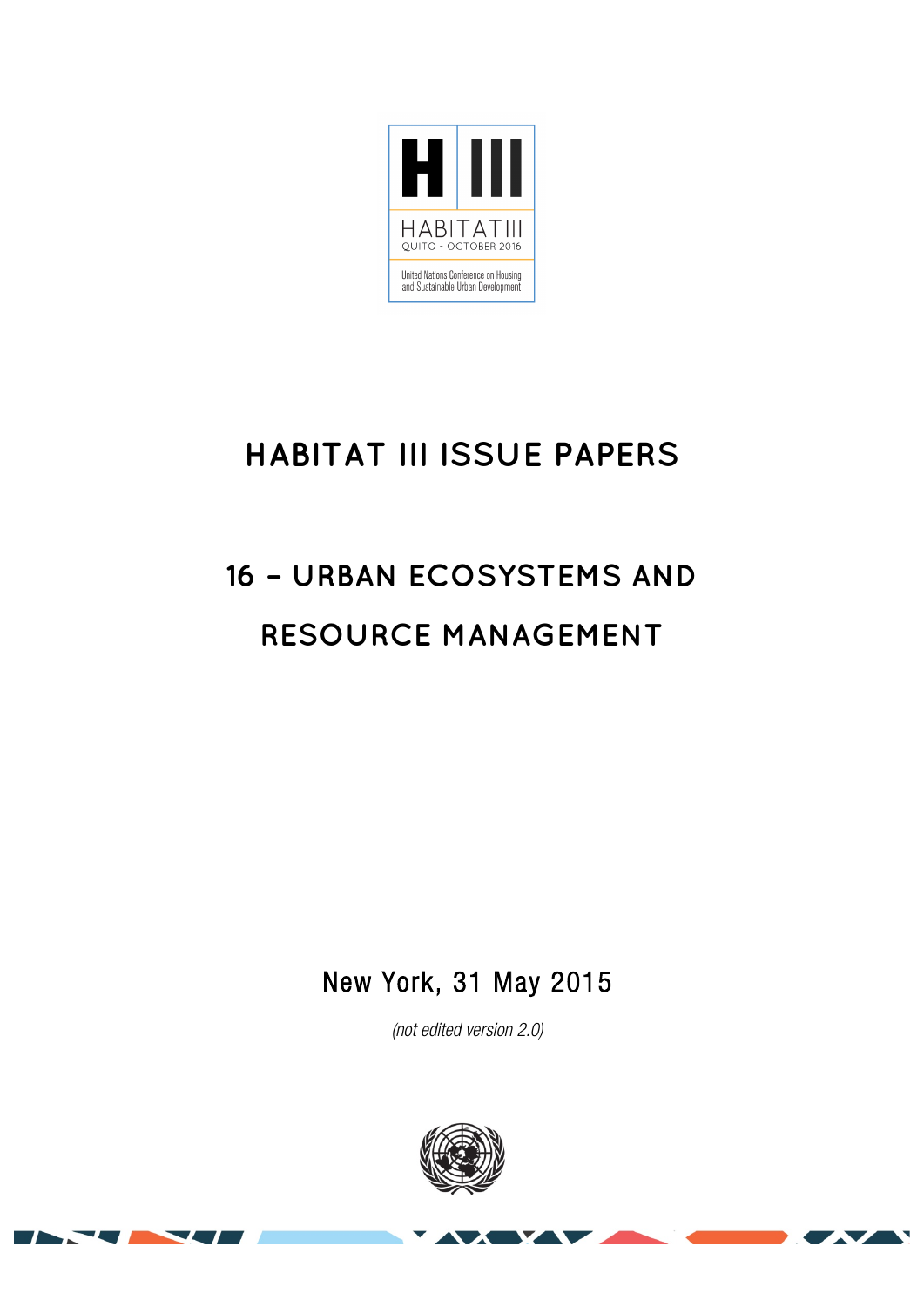H III

HABITAT III

QUITO - OCTOBER 2016

United Nations Conference on Housing and Sustainable Urban Development

# HABITAT III ISSUE PAPERS

# 16 – URBAN ECOSYSTEMS AND RESOURCE MANAGEMENT

New York, 31 May 2015

*(not edited version 2.0)*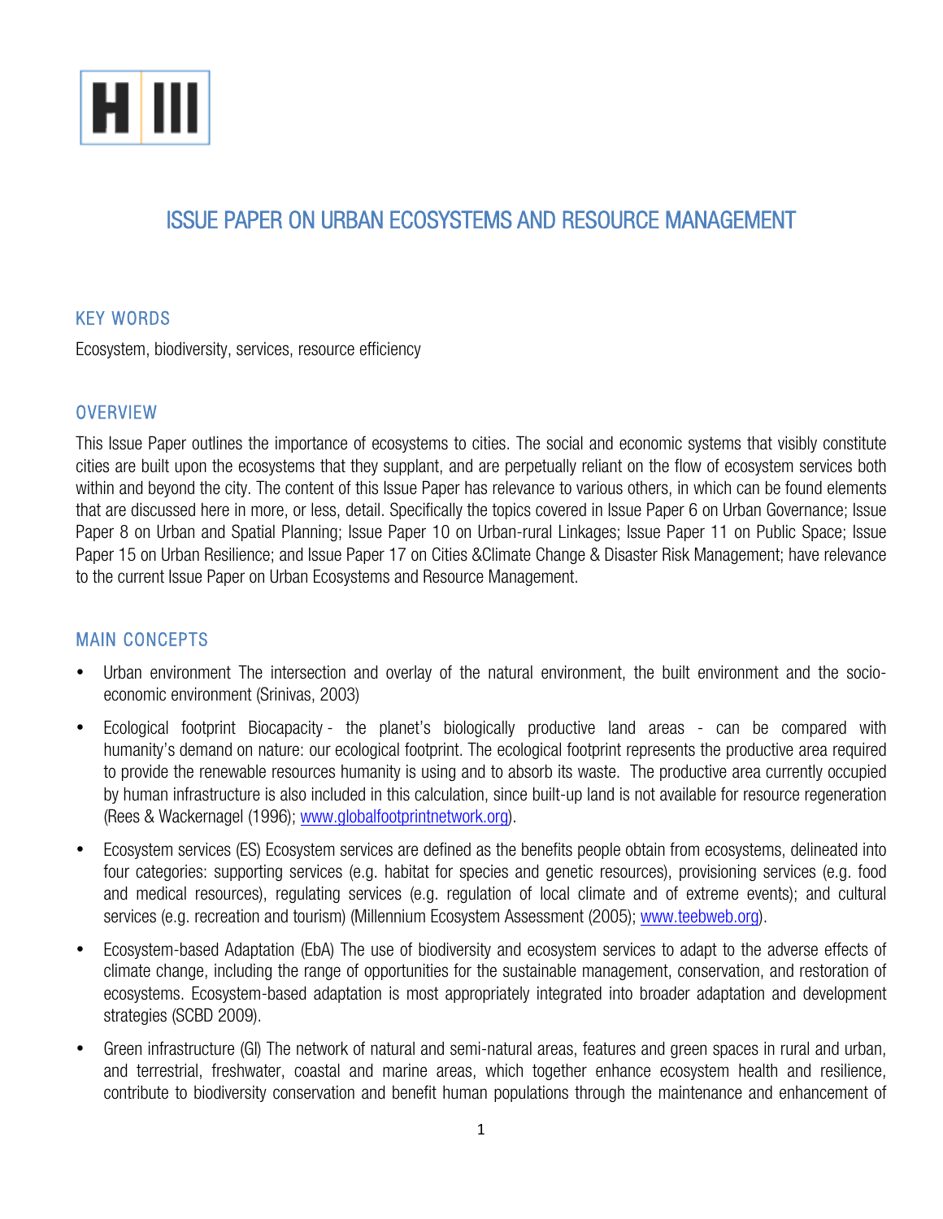# ISSUE PAPER ON URBAN ECOSYSTEMS AND RESOURCE MANAGEMENT

## KEY WORDS

Ecosystem, biodiversity, services, resource efficiency

## OVERVIEW

This Issue Paper outlines the importance of ecosystems to cities. The social and economic systems that visibly constitute cities are built upon the ecosystems that they supplant, and are perpetually reliant on the flow of ecosystem services both within and beyond the city. The content of this Issue Paper has relevance to various others, in which can be found elements that are discussed here in more, or less, detail. Specifically the topics covered in Issue Paper 6 on Urban Governance; Issue Paper 8 on Urban and Spatial Planning; Issue Paper 10 on Urban-rural Linkages; Issue Paper 11 on Public Space; Issue Paper 15 on Urban Resilience; and Issue Paper 17 on Cities &Climate Change & Disaster Risk Management; have relevance to the current Issue Paper on Urban Ecosystems and Resource Management.

## MAIN CONCEPTS

- Urban environment The intersection and overlay of the natural environment, the built environment and the socio-economic environment (Srinivas, 2003)
- Ecological footprint Biocapacity - the planet's biologically productive land areas - can be compared with humanity's demand on nature: our ecological footprint. The ecological footprint represents the productive area required to provide the renewable resources humanity is using and to absorb its waste. The productive area currently occupied by human infrastructure is also included in this calculation, since built-up land is not available for resource regeneration (Rees & Wackernagel (1996); www.globalfootprintnetwork.org).
- Ecosystem services (ES) Ecosystem services are defined as the benefits people obtain from ecosystems, delineated into four categories: supporting services (e.g. habitat for species and genetic resources), provisioning services (e.g. food and medical resources), regulating services (e.g. regulation of local climate and of extreme events); and cultural services (e.g. recreation and tourism) (Millennium Ecosystem Assessment (2005); www.teebweb.org).
- Ecosystem-based Adaptation (EbA) The use of biodiversity and ecosystem services to adapt to the adverse effects of climate change, including the range of opportunities for the sustainable management, conservation, and restoration of ecosystems. Ecosystem-based adaptation is most appropriately integrated into broader adaptation and development strategies (SCBD 2009).
- Green infrastructure (GI) The network of natural and semi-natural areas, features and green spaces in rural and urban, and terrestrial, freshwater, coastal and marine areas, which together enhance ecosystem health and resilience, contribute to biodiversity conservation and benefit human populations through the maintenance and enhancement of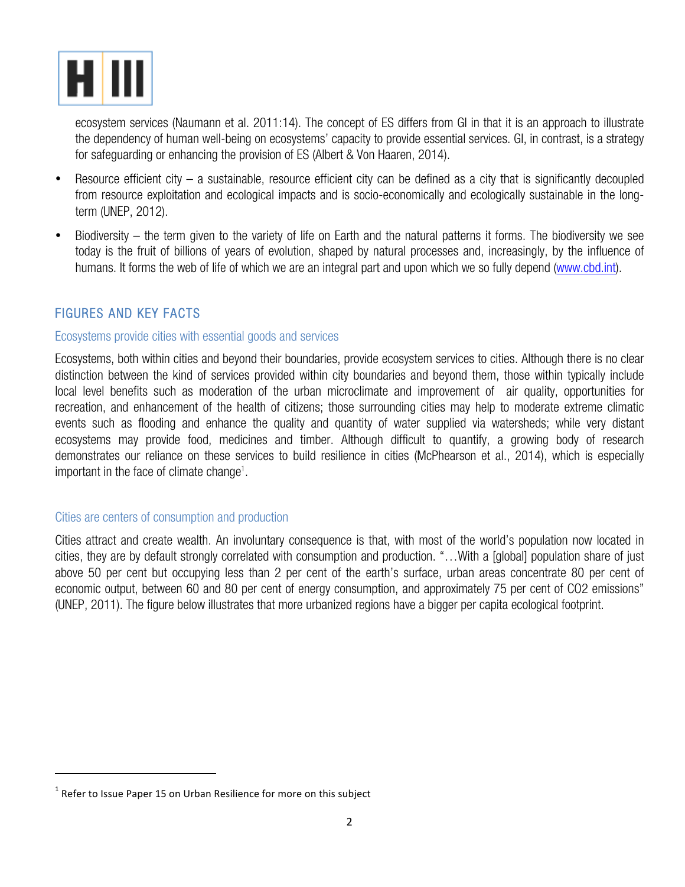ecosystem services (Naumann et al. 2011:14). The concept of ES differs from GI in that it is an approach to illustrate the dependency of human well-being on ecosystems' capacity to provide essential services. GI, in contrast, is a strategy for safeguarding or enhancing the provision of ES (Albert & Von Haaren, 2014).

- Resource efficient city – a sustainable, resource efficient city can be defined as a city that is significantly decoupled from resource exploitation and ecological impacts and is socio-economically and ecologically sustainable in the long-term (UNEP, 2012).
- Biodiversity – the term given to the variety of life on Earth and the natural patterns it forms. The biodiversity we see today is the fruit of billions of years of evolution, shaped by natural processes and, increasingly, by the influence of humans. It forms the web of life of which we are an integral part and upon which we so fully depend (www.cbd.int).

## FIGURES AND KEY FACTS

### Ecosystems provide cities with essential goods and services

Ecosystems, both within cities and beyond their boundaries, provide ecosystem services to cities. Although there is no clear distinction between the kind of services provided within city boundaries and beyond them, those within typically include local level benefits such as moderation of the urban microclimate and improvement of air quality, opportunities for recreation, and enhancement of the health of citizens; those surrounding cities may help to moderate extreme climatic events such as flooding and enhance the quality and quantity of water supplied via watersheds; while very distant ecosystems may provide food, medicines and timber. Although difficult to quantify, a growing body of research demonstrates our reliance on these services to build resilience in cities (McPhearson et al., 2014), which is especially important in the face of climate change[1].

### Cities are centers of consumption and production

Cities attract and create wealth. An involuntary consequence is that, with most of the world's population now located in cities, they are by default strongly correlated with consumption and production. "…With a [global] population share of just above 50 per cent but occupying less than 2 per cent of the earth's surface, urban areas concentrate 80 per cent of economic output, between 60 and 80 per cent of energy consumption, and approximately 75 per cent of CO2 emissions" (UNEP, 2011). The figure below illustrates that more urbanized regions have a bigger per capita ecological footprint.

[1] Refer to Issue Paper 15 on Urban Resilience for more on this subject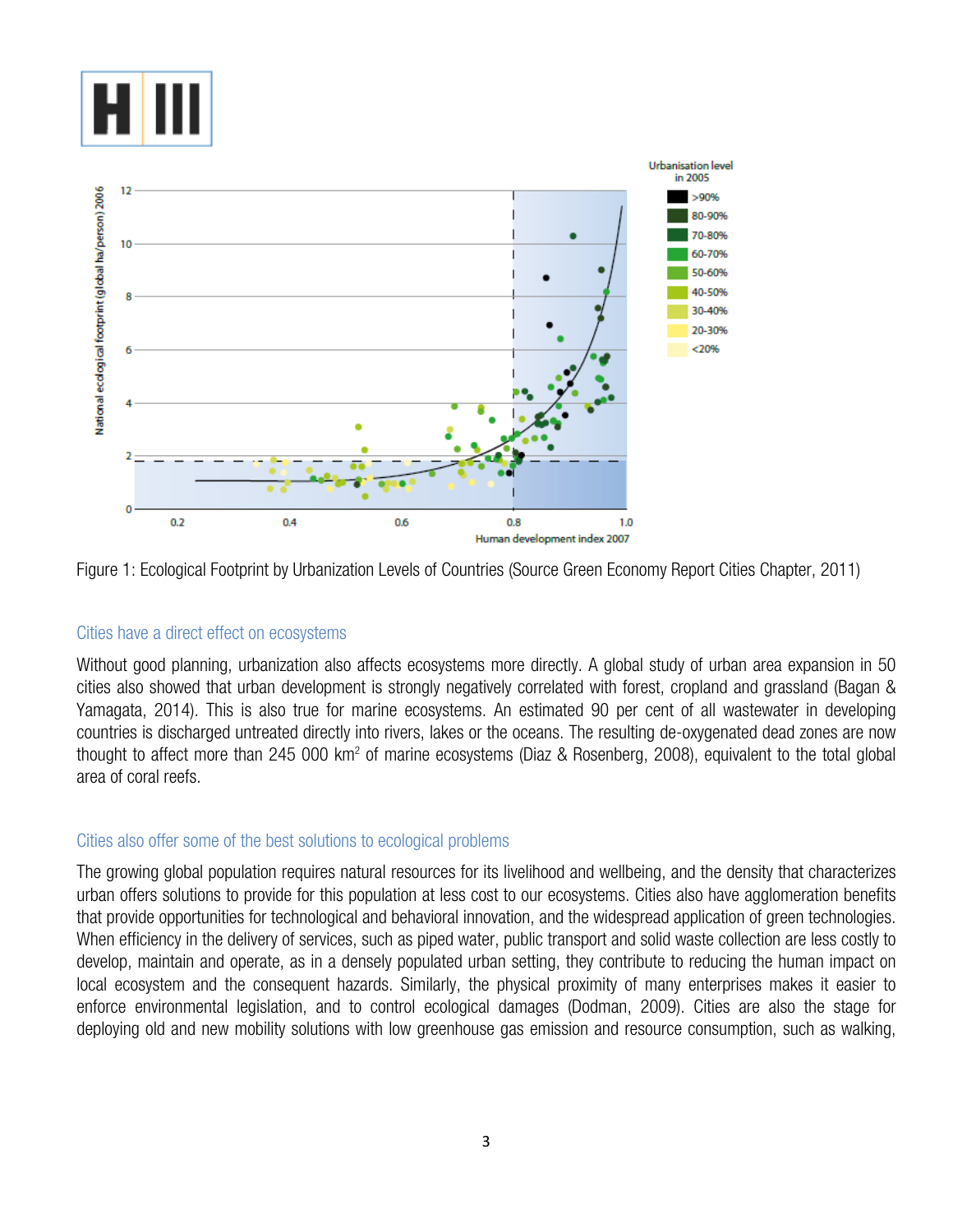Figure 1: Ecological Footprint by Urbanization Levels of Countries (Source Green Economy Report Cities Chapter, 2011)

### Cities have a direct effect on ecosystems

Without good planning, urbanization also affects ecosystems more directly. A global study of urban area expansion in 50 cities also showed that urban development is strongly negatively correlated with forest, cropland and grassland (Bagan & Yamagata, 2014). This is also true for marine ecosystems. An estimated 90 per cent of all wastewater in developing countries is discharged untreated directly into rivers, lakes or the oceans. The resulting de-oxygenated dead zones are now thought to affect more than 245 000 km$^2$ of marine ecosystems (Diaz & Rosenberg, 2008), equivalent to the total global area of coral reefs.

### Cities also offer some of the best solutions to ecological problems

The growing global population requires natural resources for its livelihood and wellbeing, and the density that characterizes urban offers solutions to provide for this population at less cost to our ecosystems. Cities also have agglomeration benefits that provide opportunities for technological and behavioral innovation, and the widespread application of green technologies. When efficiency in the delivery of services, such as piped water, public transport and solid waste collection are less costly to develop, maintain and operate, as in a densely populated urban setting, they contribute to reducing the human impact on local ecosystem and the consequent hazards. Similarly, the physical proximity of many enterprises makes it easier to enforce environmental legislation, and to control ecological damages (Dodman, 2009). Cities are also the stage for deploying old and new mobility solutions with low greenhouse gas emission and resource consumption, such as walking,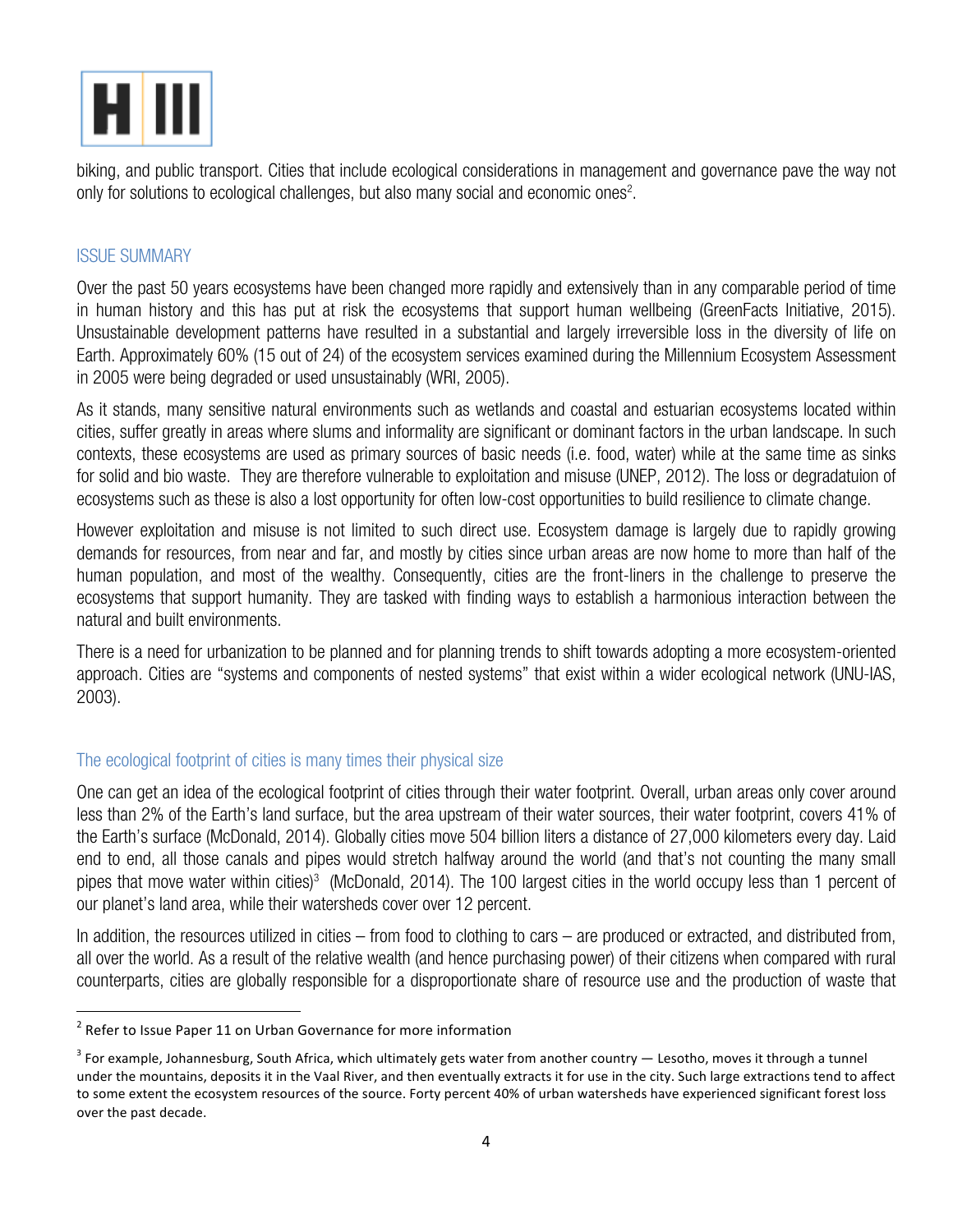biking, and public transport. Cities that include ecological considerations in management and governance pave the way not only for solutions to ecological challenges, but also many social and economic ones[2].

## ISSUE SUMMARY

Over the past 50 years ecosystems have been changed more rapidly and extensively than in any comparable period of time in human history and this has put at risk the ecosystems that support human wellbeing (GreenFacts Initiative, 2015). Unsustainable development patterns have resulted in a substantial and largely irreversible loss in the diversity of life on Earth. Approximately 60% (15 out of 24) of the ecosystem services examined during the Millennium Ecosystem Assessment in 2005 were being degraded or used unsustainably (WRI, 2005).

As it stands, many sensitive natural environments such as wetlands and coastal and estuarian ecosystems located within cities, suffer greatly in areas where slums and informality are significant or dominant factors in the urban landscape. In such contexts, these ecosystems are used as primary sources of basic needs (i.e. food, water) while at the same time as sinks for solid and bio waste. They are therefore vulnerable to exploitation and misuse (UNEP, 2012). The loss or degradatuion of ecosystems such as these is also a lost opportunity for often low-cost opportunities to build resilience to climate change.

However exploitation and misuse is not limited to such direct use. Ecosystem damage is largely due to rapidly growing demands for resources, from near and far, and mostly by cities since urban areas are now home to more than half of the human population, and most of the wealthy. Consequently, cities are the front-liners in the challenge to preserve the ecosystems that support humanity. They are tasked with finding ways to establish a harmonious interaction between the natural and built environments.

There is a need for urbanization to be planned and for planning trends to shift towards adopting a more ecosystem-oriented approach. Cities are "systems and components of nested systems" that exist within a wider ecological network (UNU-IAS, 2003).

### The ecological footprint of cities is many times their physical size

One can get an idea of the ecological footprint of cities through their water footprint. Overall, urban areas only cover around less than 2% of the Earth's land surface, but the area upstream of their water sources, their water footprint, covers 41% of the Earth's surface (McDonald, 2014). Globally cities move 504 billion liters a distance of 27,000 kilometers every day. Laid end to end, all those canals and pipes would stretch halfway around the world (and that's not counting the many small pipes that move water within cities)[3] (McDonald, 2014). The 100 largest cities in the world occupy less than 1 percent of our planet's land area, while their watersheds cover over 12 percent.

In addition, the resources utilized in cities – from food to clothing to cars – are produced or extracted, and distributed from, all over the world. As a result of the relative wealth (and hence purchasing power) of their citizens when compared with rural counterparts, cities are globally responsible for a disproportionate share of resource use and the production of waste that

---

[2] Refer to Issue Paper 11 on Urban Governance for more information

[3] For example, Johannesburg, South Africa, which ultimately gets water from another country — Lesotho, moves it through a tunnel under the mountains, deposits it in the Vaal River, and then eventually extracts it for use in the city. Such large extractions tend to affect to some extent the ecosystem resources of the source. Forty percent 40% of urban watersheds have experienced significant forest loss over the past decade.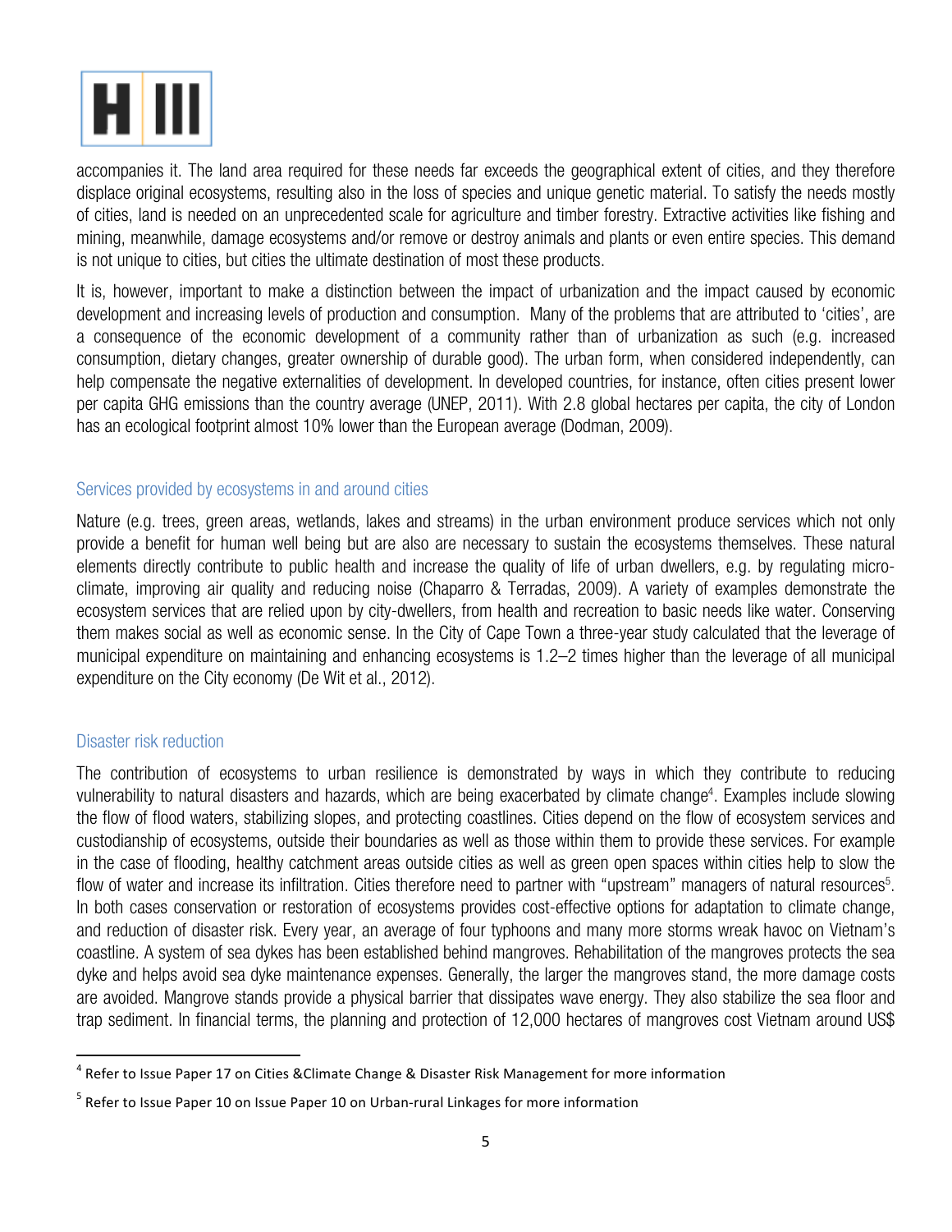accompanies it. The land area required for these needs far exceeds the geographical extent of cities, and they therefore displace original ecosystems, resulting also in the loss of species and unique genetic material. To satisfy the needs mostly of cities, land is needed on an unprecedented scale for agriculture and timber forestry. Extractive activities like fishing and mining, meanwhile, damage ecosystems and/or remove or destroy animals and plants or even entire species. This demand is not unique to cities, but cities the ultimate destination of most these products.

It is, however, important to make a distinction between the impact of urbanization and the impact caused by economic development and increasing levels of production and consumption. Many of the problems that are attributed to 'cities', are a consequence of the economic development of a community rather than of urbanization as such (e.g. increased consumption, dietary changes, greater ownership of durable good). The urban form, when considered independently, can help compensate the negative externalities of development. In developed countries, for instance, often cities present lower per capita GHG emissions than the country average (UNEP, 2011). With 2.8 global hectares per capita, the city of London has an ecological footprint almost 10% lower than the European average (Dodman, 2009).

### Services provided by ecosystems in and around cities

Nature (e.g. trees, green areas, wetlands, lakes and streams) in the urban environment produce services which not only provide a benefit for human well being but are also are necessary to sustain the ecosystems themselves. These natural elements directly contribute to public health and increase the quality of life of urban dwellers, e.g. by regulating micro-climate, improving air quality and reducing noise (Chaparro & Terradas, 2009). A variety of examples demonstrate the ecosystem services that are relied upon by city-dwellers, from health and recreation to basic needs like water. Conserving them makes social as well as economic sense. In the City of Cape Town a three-year study calculated that the leverage of municipal expenditure on maintaining and enhancing ecosystems is 1.2–2 times higher than the leverage of all municipal expenditure on the City economy (De Wit et al., 2012).

### Disaster risk reduction

The contribution of ecosystems to urban resilience is demonstrated by ways in which they contribute to reducing vulnerability to natural disasters and hazards, which are being exacerbated by climate change[4]. Examples include slowing the flow of flood waters, stabilizing slopes, and protecting coastlines. Cities depend on the flow of ecosystem services and custodianship of ecosystems, outside their boundaries as well as those within them to provide these services. For example in the case of flooding, healthy catchment areas outside cities as well as green open spaces within cities help to slow the flow of water and increase its infiltration. Cities therefore need to partner with "upstream" managers of natural resources[5]. In both cases conservation or restoration of ecosystems provides cost-effective options for adaptation to climate change, and reduction of disaster risk. Every year, an average of four typhoons and many more storms wreak havoc on Vietnam's coastline. A system of sea dykes has been established behind mangroves. Rehabilitation of the mangroves protects the sea dyke and helps avoid sea dyke maintenance expenses. Generally, the larger the mangroves stand, the more damage costs are avoided. Mangrove stands provide a physical barrier that dissipates wave energy. They also stabilize the sea floor and trap sediment. In financial terms, the planning and protection of 12,000 hectares of mangroves cost Vietnam around US$

---

[4] Refer to Issue Paper 17 on Cities &Climate Change & Disaster Risk Management for more information

[5] Refer to Issue Paper 10 on Issue Paper 10 on Urban-rural Linkages for more information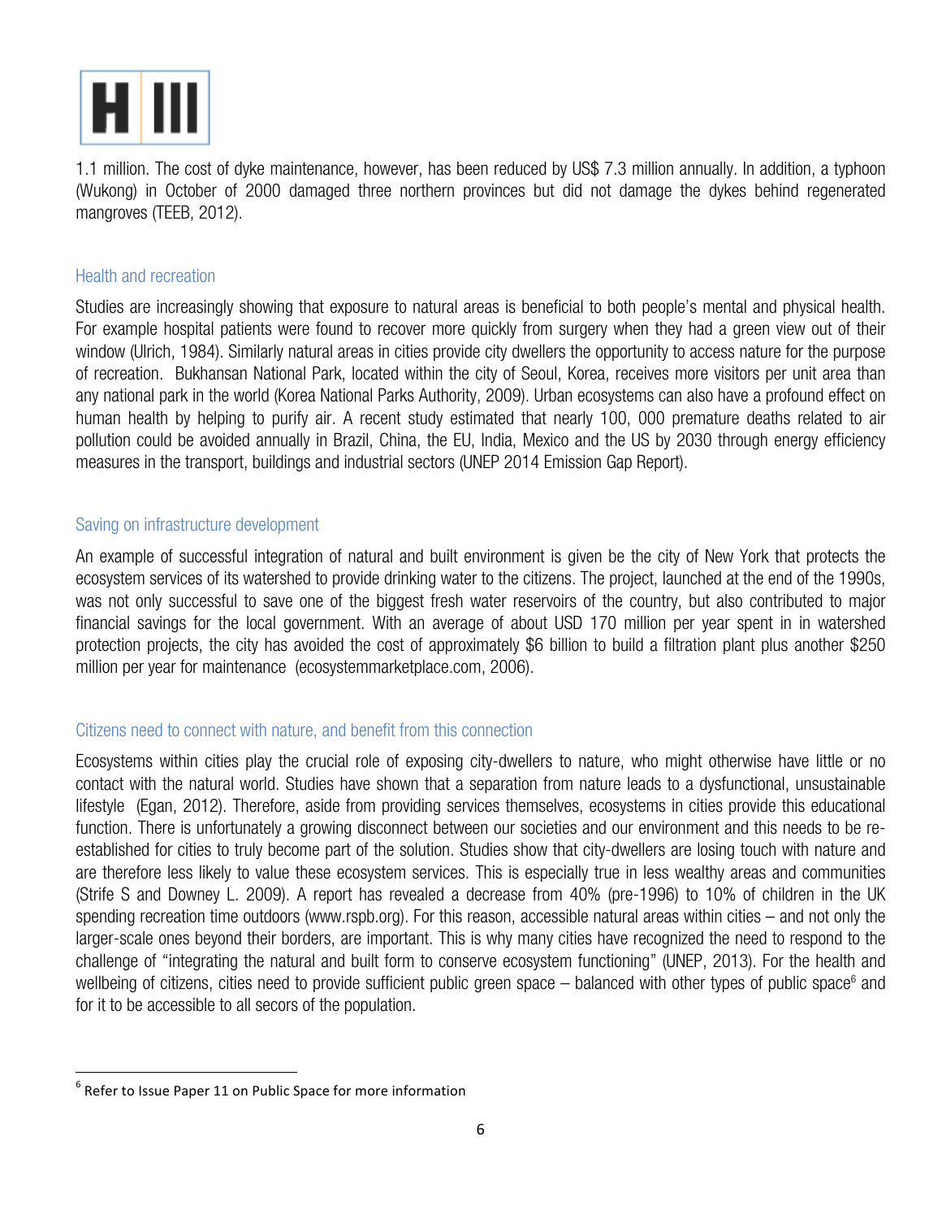1.1 million. The cost of dyke maintenance, however, has been reduced by US$ 7.3 million annually. In addition, a typhoon (Wukong) in October of 2000 damaged three northern provinces but did not damage the dykes behind regenerated mangroves (TEEB, 2012).

### Health and recreation

Studies are increasingly showing that exposure to natural areas is beneficial to both people's mental and physical health. For example hospital patients were found to recover more quickly from surgery when they had a green view out of their window (Ulrich, 1984). Similarly natural areas in cities provide city dwellers the opportunity to access nature for the purpose of recreation. Bukhansan National Park, located within the city of Seoul, Korea, receives more visitors per unit area than any national park in the world (Korea National Parks Authority, 2009). Urban ecosystems can also have a profound effect on human health by helping to purify air. A recent study estimated that nearly 100, 000 premature deaths related to air pollution could be avoided annually in Brazil, China, the EU, India, Mexico and the US by 2030 through energy efficiency measures in the transport, buildings and industrial sectors (UNEP 2014 Emission Gap Report).

### Saving on infrastructure development

An example of successful integration of natural and built environment is given be the city of New York that protects the ecosystem services of its watershed to provide drinking water to the citizens. The project, launched at the end of the 1990s, was not only successful to save one of the biggest fresh water reservoirs of the country, but also contributed to major financial savings for the local government. With an average of about USD 170 million per year spent in in watershed protection projects, the city has avoided the cost of approximately $6 billion to build a filtration plant plus another $250 million per year for maintenance (ecosystemmarketplace.com, 2006).

### Citizens need to connect with nature, and benefit from this connection

Ecosystems within cities play the crucial role of exposing city-dwellers to nature, who might otherwise have little or no contact with the natural world. Studies have shown that a separation from nature leads to a dysfunctional, unsustainable lifestyle (Egan, 2012). Therefore, aside from providing services themselves, ecosystems in cities provide this educational function. There is unfortunately a growing disconnect between our societies and our environment and this needs to be re-established for cities to truly become part of the solution. Studies show that city-dwellers are losing touch with nature and are therefore less likely to value these ecosystem services. This is especially true in less wealthy areas and communities (Strife S and Downey L. 2009). A report has revealed a decrease from 40% (pre-1996) to 10% of children in the UK spending recreation time outdoors (www.rspb.org). For this reason, accessible natural areas within cities – and not only the larger-scale ones beyond their borders, are important. This is why many cities have recognized the need to respond to the challenge of "integrating the natural and built form to conserve ecosystem functioning" (UNEP, 2013). For the health and wellbeing of citizens, cities need to provide sufficient public green space – balanced with other types of public space[6] and for it to be accessible to all secors of the population.

---

[6] Refer to Issue Paper 11 on Public Space for more information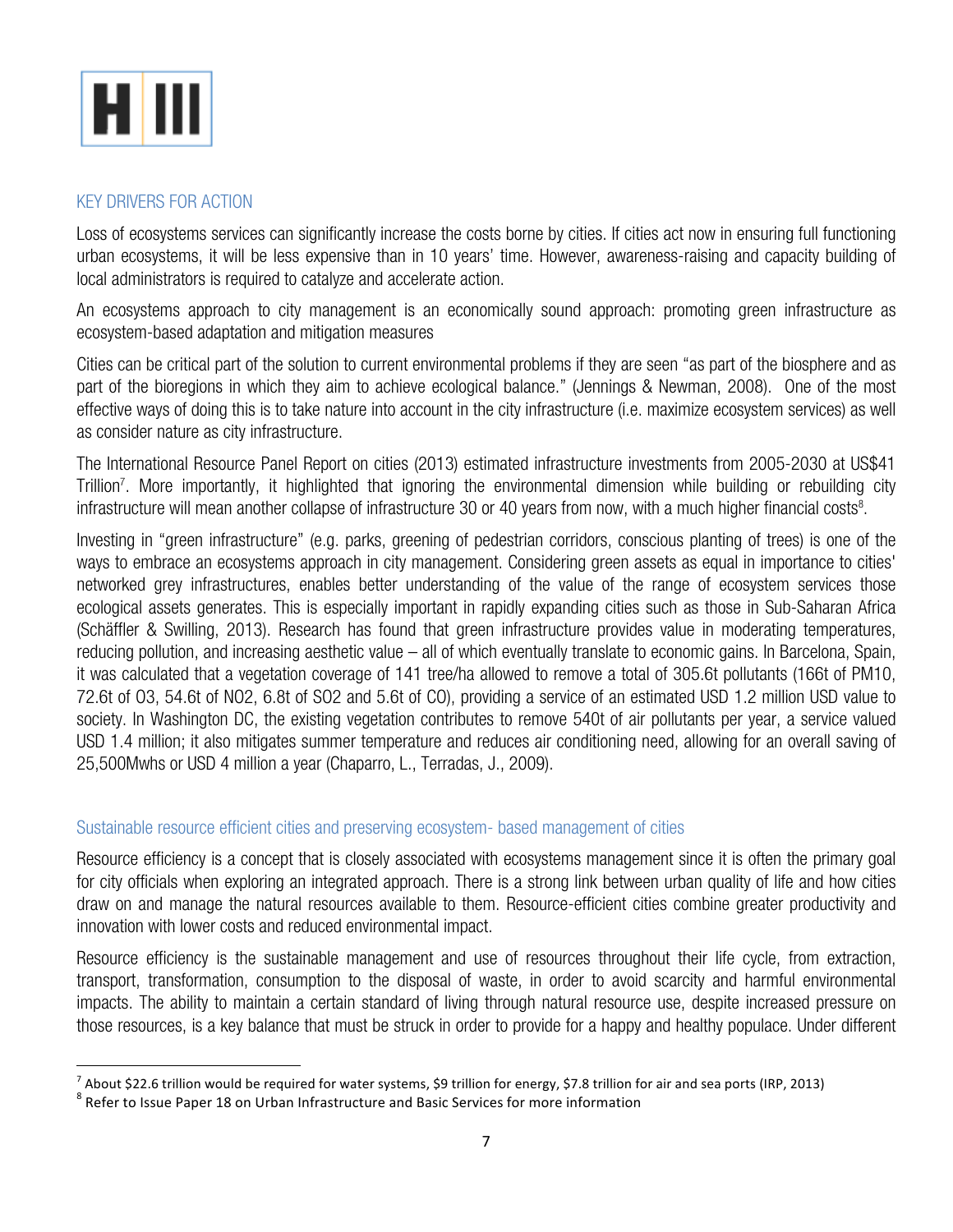## KEY DRIVERS FOR ACTION

Loss of ecosystems services can significantly increase the costs borne by cities. If cities act now in ensuring full functioning urban ecosystems, it will be less expensive than in 10 years' time. However, awareness-raising and capacity building of local administrators is required to catalyze and accelerate action.

An ecosystems approach to city management is an economically sound approach: promoting green infrastructure as ecosystem-based adaptation and mitigation measures

Cities can be critical part of the solution to current environmental problems if they are seen "as part of the biosphere and as part of the bioregions in which they aim to achieve ecological balance." (Jennings & Newman, 2008). One of the most effective ways of doing this is to take nature into account in the city infrastructure (i.e. maximize ecosystem services) as well as consider nature as city infrastructure.

The International Resource Panel Report on cities (2013) estimated infrastructure investments from 2005-2030 at US$41 Trillion[7]. More importantly, it highlighted that ignoring the environmental dimension while building or rebuilding city infrastructure will mean another collapse of infrastructure 30 or 40 years from now, with a much higher financial costs[8].

Investing in "green infrastructure" (e.g. parks, greening of pedestrian corridors, conscious planting of trees) is one of the ways to embrace an ecosystems approach in city management. Considering green assets as equal in importance to cities' networked grey infrastructures, enables better understanding of the value of the range of ecosystem services those ecological assets generates. This is especially important in rapidly expanding cities such as those in Sub-Saharan Africa (Schäffler & Swilling, 2013). Research has found that green infrastructure provides value in moderating temperatures, reducing pollution, and increasing aesthetic value – all of which eventually translate to economic gains. In Barcelona, Spain, it was calculated that a vegetation coverage of 141 tree/ha allowed to remove a total of 305.6t pollutants (166t of PM10, 72.6t of O3, 54.6t of NO2, 6.8t of SO2 and 5.6t of CO), providing a service of an estimated USD 1.2 million USD value to society. In Washington DC, the existing vegetation contributes to remove 540t of air pollutants per year, a service valued USD 1.4 million; it also mitigates summer temperature and reduces air conditioning need, allowing for an overall saving of 25,500Mwhs or USD 4 million a year (Chaparro, L., Terradas, J., 2009).

### Sustainable resource efficient cities and preserving ecosystem- based management of cities

Resource efficiency is a concept that is closely associated with ecosystems management since it is often the primary goal for city officials when exploring an integrated approach. There is a strong link between urban quality of life and how cities draw on and manage the natural resources available to them. Resource-efficient cities combine greater productivity and innovation with lower costs and reduced environmental impact.

Resource efficiency is the sustainable management and use of resources throughout their life cycle, from extraction, transport, transformation, consumption to the disposal of waste, in order to avoid scarcity and harmful environmental impacts. The ability to maintain a certain standard of living through natural resource use, despite increased pressure on those resources, is a key balance that must be struck in order to provide for a happy and healthy populace. Under different

---

[7] About $22.6 trillion would be required for water systems, $9 trillion for energy, $7.8 trillion for air and sea ports (IRP, 2013)

[8] Refer to Issue Paper 18 on Urban Infrastructure and Basic Services for more information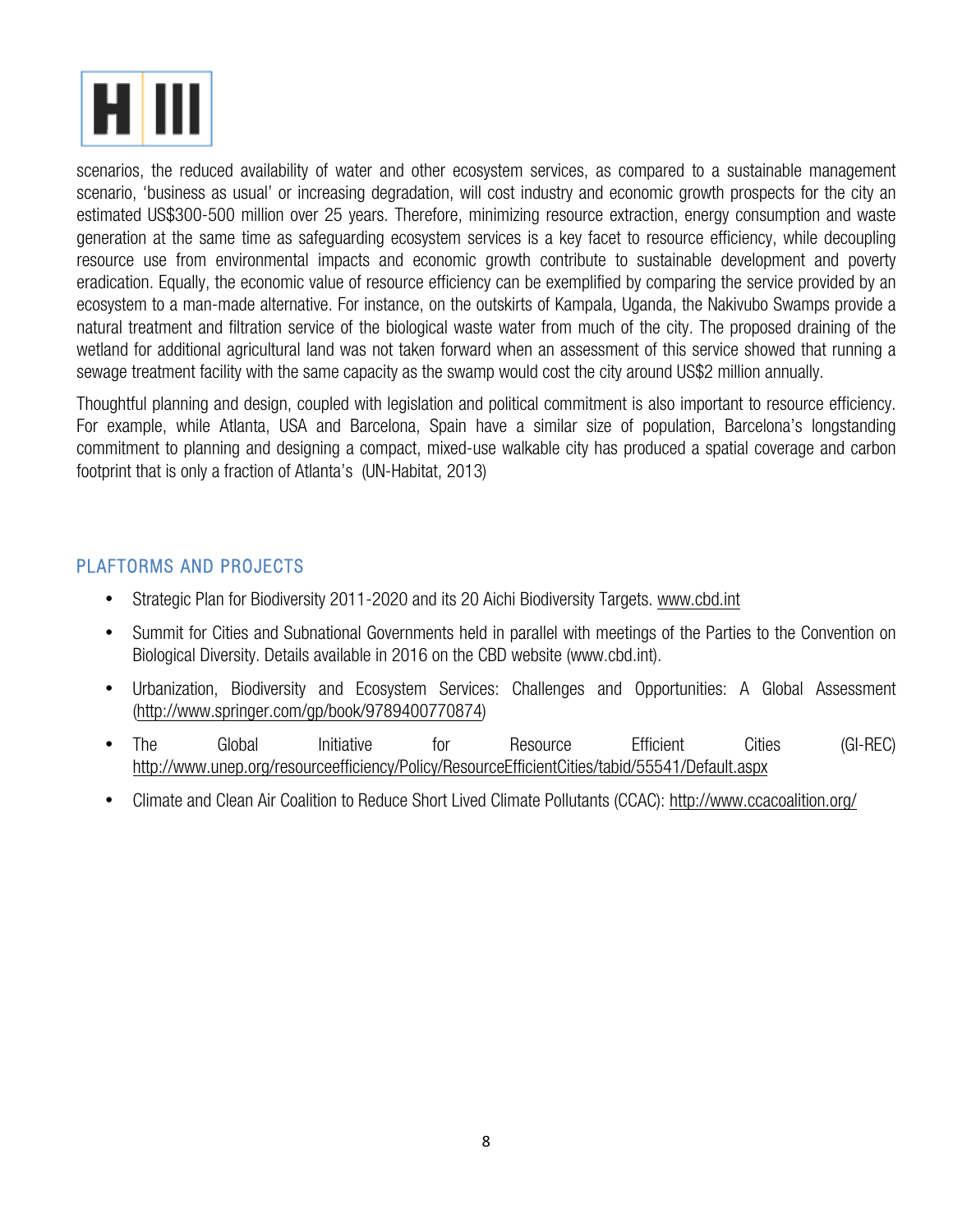scenarios, the reduced availability of water and other ecosystem services, as compared to a sustainable management scenario, 'business as usual' or increasing degradation, will cost industry and economic growth prospects for the city an estimated US$300-500 million over 25 years. Therefore, minimizing resource extraction, energy consumption and waste generation at the same time as safeguarding ecosystem services is a key facet to resource efficiency, while decoupling resource use from environmental impacts and economic growth contribute to sustainable development and poverty eradication. Equally, the economic value of resource efficiency can be exemplified by comparing the service provided by an ecosystem to a man-made alternative. For instance, on the outskirts of Kampala, Uganda, the Nakivubo Swamps provide a natural treatment and filtration service of the biological waste water from much of the city. The proposed draining of the wetland for additional agricultural land was not taken forward when an assessment of this service showed that running a sewage treatment facility with the same capacity as the swamp would cost the city around US$2 million annually.

Thoughtful planning and design, coupled with legislation and political commitment is also important to resource efficiency. For example, while Atlanta, USA and Barcelona, Spain have a similar size of population, Barcelona's longstanding commitment to planning and designing a compact, mixed-use walkable city has produced a spatial coverage and carbon footprint that is only a fraction of Atlanta's (UN-Habitat, 2013)

## PLAFTORMS AND PROJECTS

- Strategic Plan for Biodiversity 2011-2020 and its 20 Aichi Biodiversity Targets. www.cbd.int
- Summit for Cities and Subnational Governments held in parallel with meetings of the Parties to the Convention on Biological Diversity. Details available in 2016 on the CBD website (www.cbd.int).
- Urbanization, Biodiversity and Ecosystem Services: Challenges and Opportunities: A Global Assessment (http://www.springer.com/gp/book/9789400770874)
- The Global Initiative for Resource Efficient Cities (GI-REC) http://www.unep.org/resourceefficiency/Policy/ResourceEfficientCities/tabid/55541/Default.aspx
- Climate and Clean Air Coalition to Reduce Short Lived Climate Pollutants (CCAC): http://www.ccacoalition.org/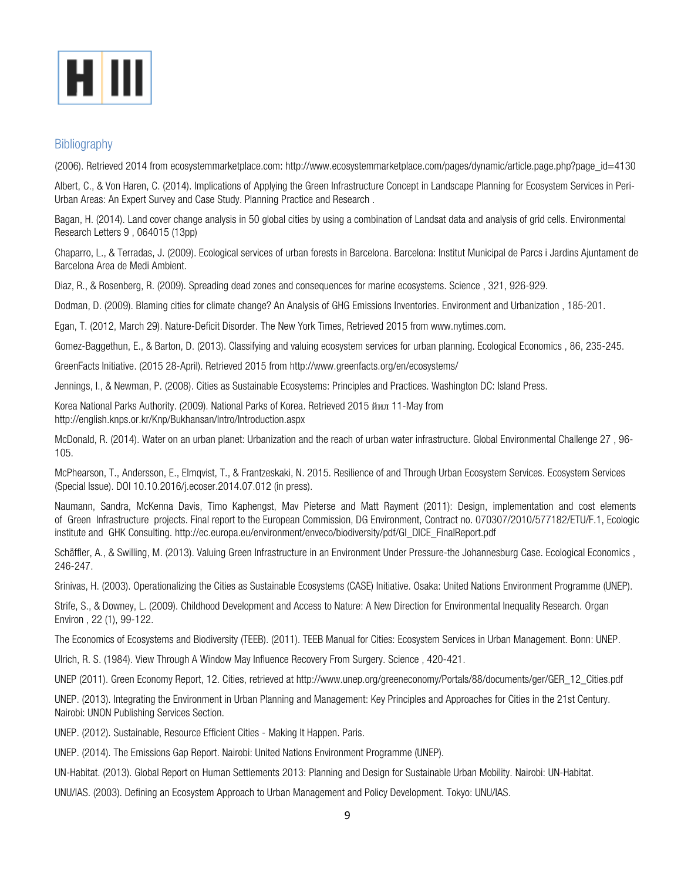## Bibliography

(2006). Retrieved 2014 from ecosystemmarketplace.com: http://www.ecosystemmarketplace.com/pages/dynamic/article.page.php?page_id=4130

Albert, C., & Von Haren, C. (2014). Implications of Applying the Green Infrastructure Concept in Landscape Planning for Ecosystem Services in Peri-Urban Areas: An Expert Survey and Case Study. Planning Practice and Research .

Bagan, H. (2014). Land cover change analysis in 50 global cities by using a combination of Landsat data and analysis of grid cells. Environmental Research Letters 9 , 064015 (13pp)

Chaparro, L., & Terradas, J. (2009). Ecological services of urban forests in Barcelona. Barcelona: Institut Municipal de Parcs i Jardins Ajuntament de Barcelona Area de Medi Ambient.

Diaz, R., & Rosenberg, R. (2009). Spreading dead zones and consequences for marine ecosystems. Science , 321, 926-929.

Dodman, D. (2009). Blaming cities for climate change? An Analysis of GHG Emissions Inventories. Environment and Urbanization , 185-201.

Egan, T. (2012, March 29). Nature-Deficit Disorder. The New York Times, Retrieved 2015 from www.nytimes.com.

Gomez-Baggethun, E., & Barton, D. (2013). Classifying and valuing ecosystem services for urban planning. Ecological Economics , 86, 235-245.

GreenFacts Initiative. (2015 28-April). Retrieved 2015 from http://www.greenfacts.org/en/ecosystems/

Jennings, I., & Newman, P. (2008). Cities as Sustainable Ecosystems: Principles and Practices. Washington DC: Island Press.

Korea National Parks Authority. (2009). National Parks of Korea. Retrieved 2015 йил 11-May from http://english.knps.or.kr/Knp/Bukhansan/Intro/Introduction.aspx

McDonald, R. (2014). Water on an urban planet: Urbanization and the reach of urban water infrastructure. Global Environmental Challenge 27 , 96-105.

McPhearson, T., Andersson, E., Elmqvist, T., & Frantzeskaki, N. 2015. Resilience of and Through Urban Ecosystem Services. Ecosystem Services (Special Issue). DOI 10.10.2016/j.ecoser.2014.07.012 (in press).

Naumann, Sandra, McKenna Davis, Timo Kaphengst, Mav Pieterse and Matt Rayment (2011): Design, implementation and cost elements of Green Infrastructure projects. Final report to the European Commission, DG Environment, Contract no. 070307/2010/577182/ETU/F.1, Ecologic institute and GHK Consulting. http://ec.europa.eu/environment/enveco/biodiversity/pdf/GI_DICE_FinalReport.pdf

Schäffler, A., & Swilling, M. (2013). Valuing Green Infrastructure in an Environment Under Pressure-the Johannesburg Case. Ecological Economics , 246-247.

Srinivas, H. (2003). Operationalizing the Cities as Sustainable Ecosystems (CASE) Initiative. Osaka: United Nations Environment Programme (UNEP).

Strife, S., & Downey, L. (2009). Childhood Development and Access to Nature: A New Direction for Environmental Inequality Research. Organ Environ , 22 (1), 99-122.

The Economics of Ecosystems and Biodiversity (TEEB). (2011). TEEB Manual for Cities: Ecosystem Services in Urban Management. Bonn: UNEP.

Ulrich, R. S. (1984). View Through A Window May Influence Recovery From Surgery. Science , 420-421.

UNEP (2011). Green Economy Report, 12. Cities, retrieved at http://www.unep.org/greeneconomy/Portals/88/documents/ger/GER_12_Cities.pdf

UNEP. (2013). Integrating the Environment in Urban Planning and Management: Key Principles and Approaches for Cities in the 21st Century. Nairobi: UNON Publishing Services Section.

UNEP. (2012). Sustainable, Resource Efficient Cities - Making It Happen. Paris.

UNEP. (2014). The Emissions Gap Report. Nairobi: United Nations Environment Programme (UNEP).

UN-Habitat. (2013). Global Report on Human Settlements 2013: Planning and Design for Sustainable Urban Mobility. Nairobi: UN-Habitat.

UNU/IAS. (2003). Defining an Ecosystem Approach to Urban Management and Policy Development. Tokyo: UNU/IAS.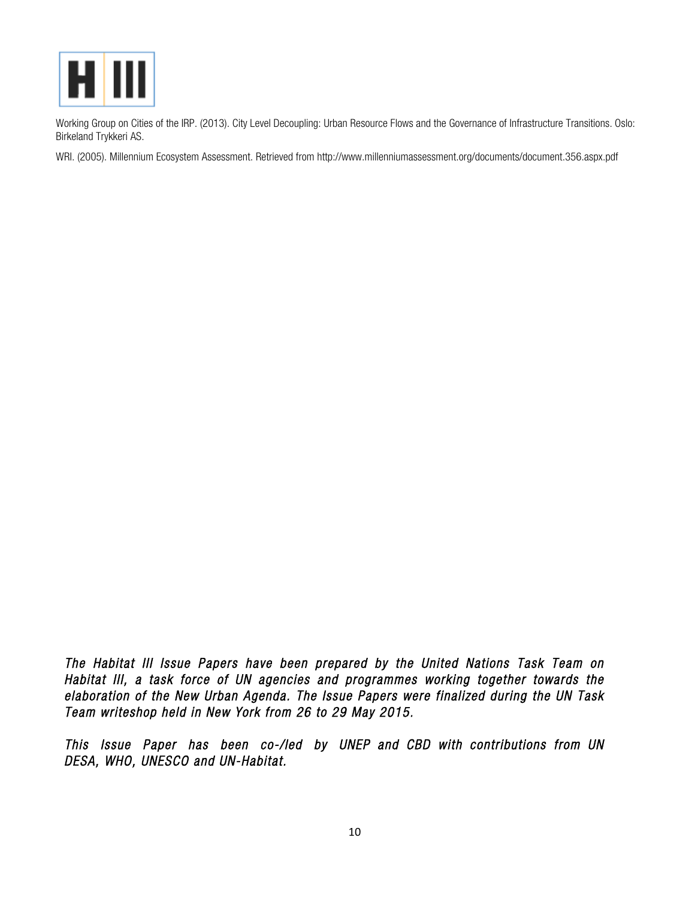Working Group on Cities of the IRP. (2013). City Level Decoupling: Urban Resource Flows and the Governance of Infrastructure Transitions. Oslo: Birkeland Trykkeri AS.

WRI. (2005). Millennium Ecosystem Assessment. Retrieved from http://www.millenniumassessment.org/documents/document.356.aspx.pdf

*The Habitat III Issue Papers have been prepared by the United Nations Task Team on Habitat III, a task force of UN agencies and programmes working together towards the elaboration of the New Urban Agenda. The Issue Papers were finalized during the UN Task Team writeshop held in New York from 26 to 29 May 2015.*

*This Issue Paper has been co-/led by UNEP and CBD with contributions from UN DESA, WHO, UNESCO and UN-Habitat.*